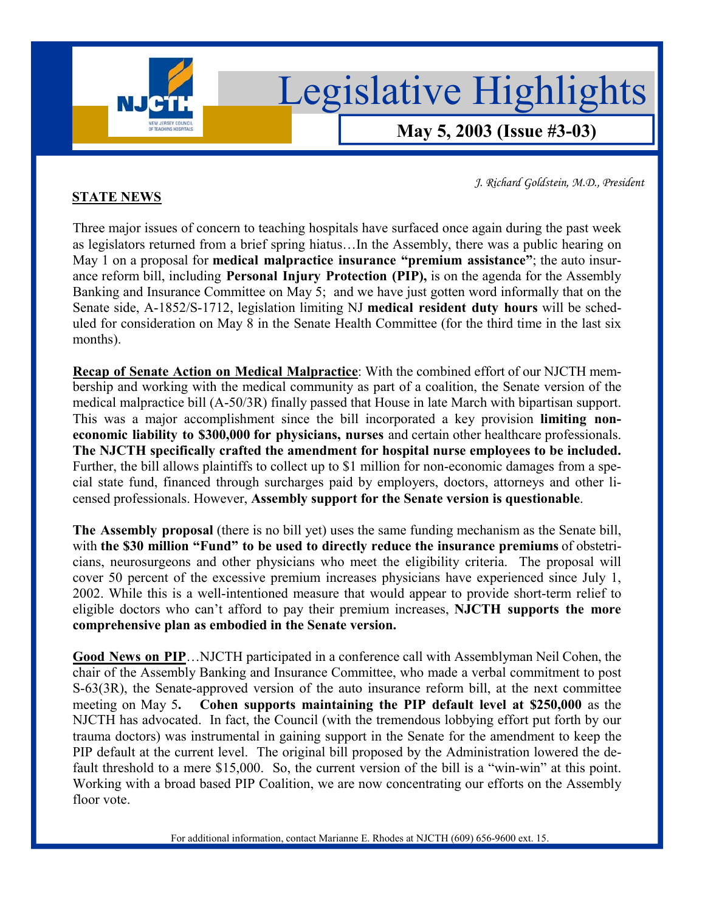# Legislative Highlights

**May 5, 2003 (Issue #3-03)**

*J. Richard Goldstein, M.D., President*

## STATE NEWS

Three major issues of concern to teaching hospitals have surfaced once again during the past week as legislators returned from a brief spring hiatus…In the Assembly, there was a public hearing on May 1 on a proposal for **medical malpractice insurance "premium assistance"**; the auto insurance reform bill, including **Personal Injury Protection (PIP),** is on the agenda for the Assembly Banking and Insurance Committee on May 5; and we have just gotten word informally that on the Senate side, A-1852/S-1712, legislation limiting NJ **medical resident duty hours** will be scheduled for consideration on May 8 in the Senate Health Committee (for the third time in the last six months).

**Recap of Senate Action on Medical Malpractice**: With the combined effort of our NJCTH membership and working with the medical community as part of a coalition, the Senate version of the medical malpractice bill (A-50/3R) finally passed that House in late March with bipartisan support. This was a major accomplishment since the bill incorporated a key provision **limiting non-economic liability to $300,000 for physicians, nurses** and certain other healthcare professionals. **The NJCTH specifically crafted the amendment for hospital nurse employees to be included.** Further, the bill allows plaintiffs to collect up to $1 million for non-economic damages from a special state fund, financed through surcharges paid by employers, doctors, attorneys and other licensed professionals. However, **Assembly support for the Senate version is questionable**.

**The Assembly proposal** (there is no bill yet) uses the same funding mechanism as the Senate bill, with **the $30 million "Fund" to be used to directly reduce the insurance premiums** of obstetricians, neurosurgeons and other physicians who meet the eligibility criteria. The proposal will cover 50 percent of the excessive premium increases physicians have experienced since July 1, 2002. While this is a well-intentioned measure that would appear to provide short-term relief to eligible doctors who can't afford to pay their premium increases, **NJCTH supports the more comprehensive plan as embodied in the Senate version.**

**Good News on PIP**…NJCTH participated in a conference call with Assemblyman Neil Cohen, the chair of the Assembly Banking and Insurance Committee, who made a verbal commitment to post S-63(3R), the Senate-approved version of the auto insurance reform bill, at the next committee meeting on May 5**. Cohen supports maintaining the PIP default level at $250,000** as the NJCTH has advocated. In fact, the Council (with the tremendous lobbying effort put forth by our trauma doctors) was instrumental in gaining support in the Senate for the amendment to keep the PIP default at the current level. The original bill proposed by the Administration lowered the default threshold to a mere $15,000. So, the current version of the bill is a "win-win" at this point. Working with a broad based PIP Coalition, we are now concentrating our efforts on the Assembly floor vote.

For additional information, contact Marianne E. Rhodes at NJCTH (609) 656-9600 ext. 15.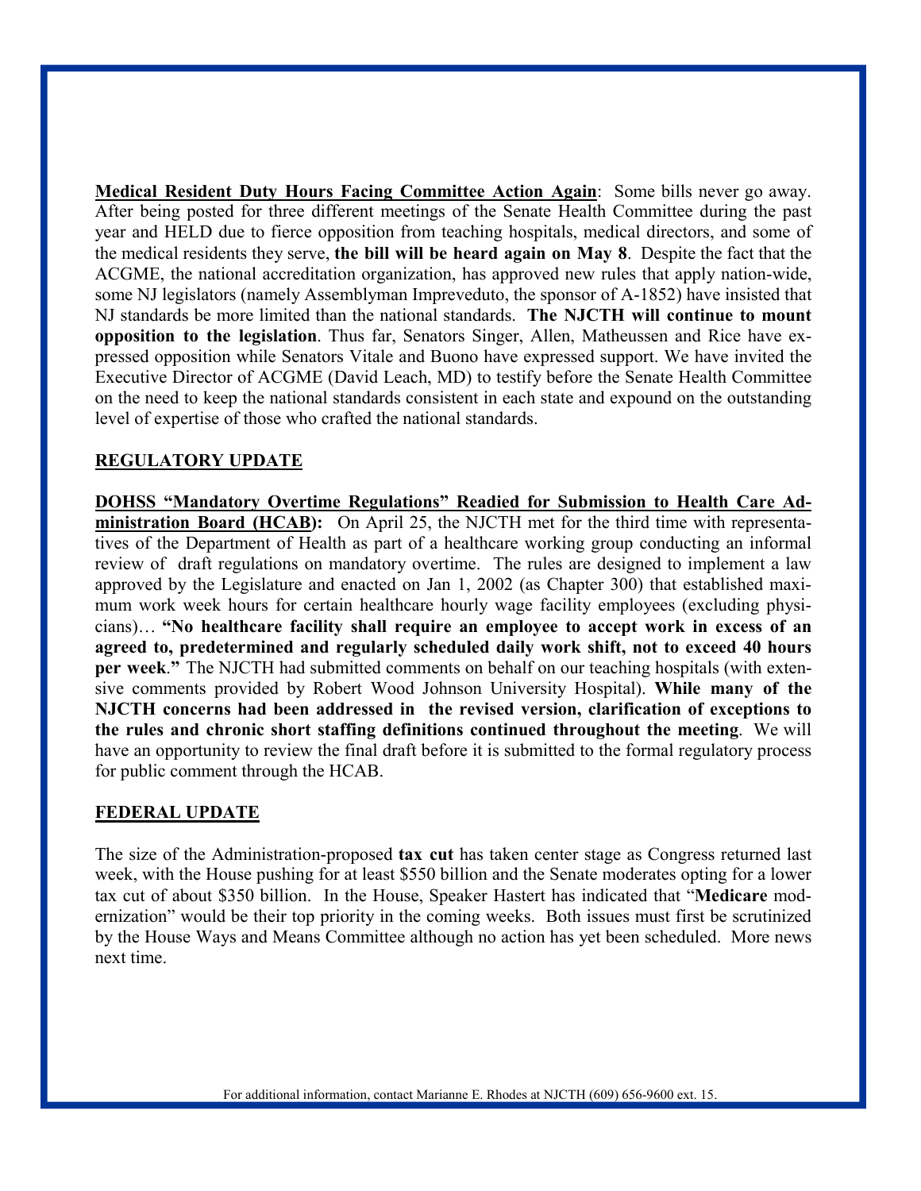**<u>Medical Resident Duty Hours Facing Committee Action Again</u>**: Some bills never go away. After being posted for three different meetings of the Senate Health Committee during the past year and HELD due to fierce opposition from teaching hospitals, medical directors, and some of the medical residents they serve, **the bill will be heard again on May 8**. Despite the fact that the ACGME, the national accreditation organization, has approved new rules that apply nation-wide, some NJ legislators (namely Assemblyman Impreveduto, the sponsor of A-1852) have insisted that NJ standards be more limited than the national standards. **The NJCTH will continue to mount opposition to the legislation**. Thus far, Senators Singer, Allen, Matheussen and Rice have expressed opposition while Senators Vitale and Buono have expressed support. We have invited the Executive Director of ACGME (David Leach, MD) to testify before the Senate Health Committee on the need to keep the national standards consistent in each state and expound on the outstanding level of expertise of those who crafted the national standards.

## <u>REGULATORY UPDATE</u>

**<u>DOHSS "Mandatory Overtime Regulations" Readied for Submission to Health Care Administration Board (HCAB)</u>:** On April 25, the NJCTH met for the third time with representatives of the Department of Health as part of a healthcare working group conducting an informal review of draft regulations on mandatory overtime. The rules are designed to implement a law approved by the Legislature and enacted on Jan 1, 2002 (as Chapter 300) that established maximum work week hours for certain healthcare hourly wage facility employees (excluding physicians)… **"No healthcare facility shall require an employee to accept work in excess of an agreed to, predetermined and regularly scheduled daily work shift, not to exceed 40 hours per week."** The NJCTH had submitted comments on behalf on our teaching hospitals (with extensive comments provided by Robert Wood Johnson University Hospital). **While many of the NJCTH concerns had been addressed in the revised version, clarification of exceptions to the rules and chronic short staffing definitions continued throughout the meeting**. We will have an opportunity to review the final draft before it is submitted to the formal regulatory process for public comment through the HCAB.

## <u>FEDERAL UPDATE</u>

The size of the Administration-proposed **tax cut** has taken center stage as Congress returned last week, with the House pushing for at least $550 billion and the Senate moderates opting for a lower tax cut of about $350 billion. In the House, Speaker Hastert has indicated that "**Medicare** modernization" would be their top priority in the coming weeks. Both issues must first be scrutinized by the House Ways and Means Committee although no action has yet been scheduled. More news next time.

For additional information, contact Marianne E. Rhodes at NJCTH (609) 656-9600 ext. 15.